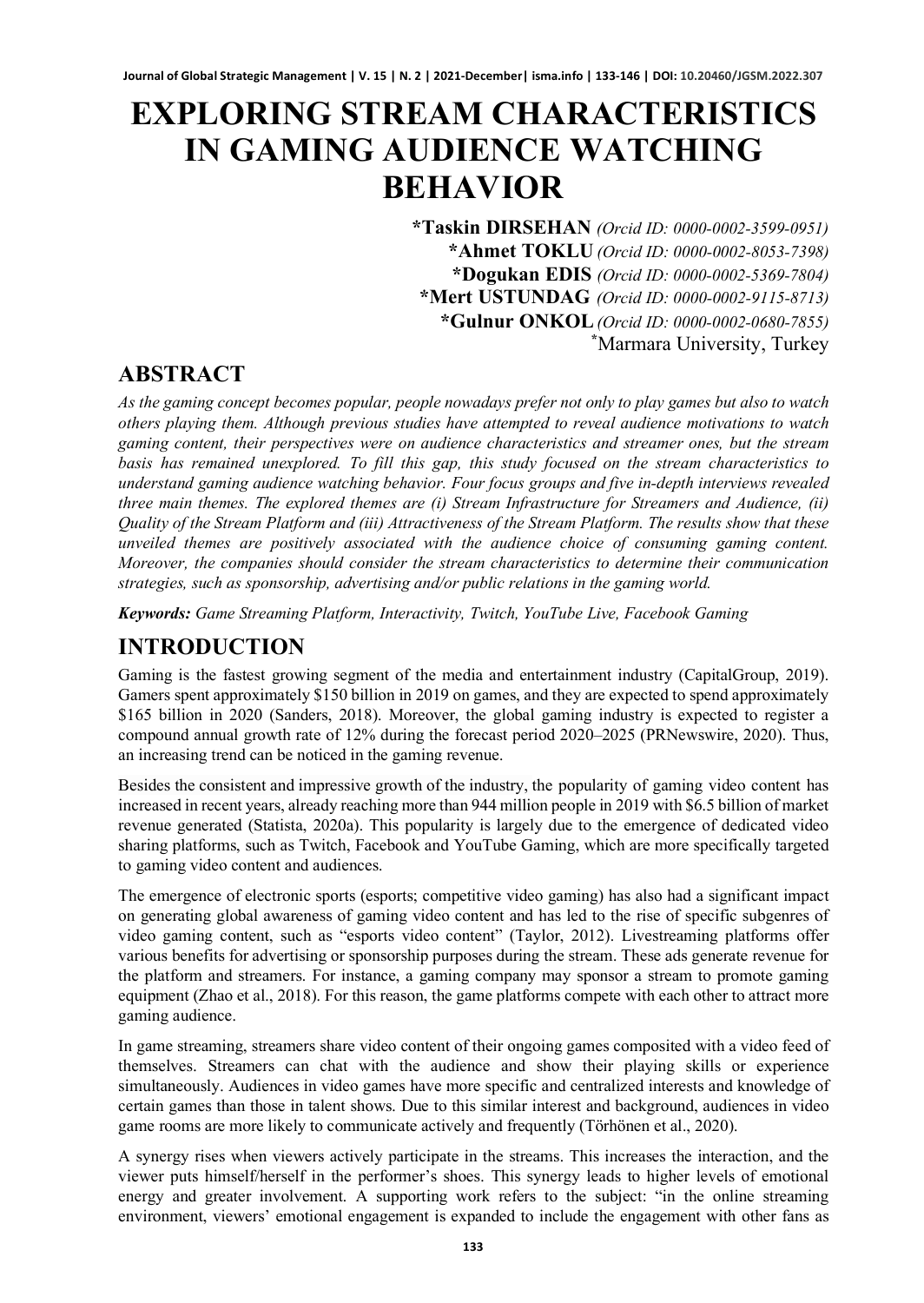# EXPLORING STREAM CHARACTERISTICS IN GAMING AUDIENCE WATCHING BEHAVIOR

**\*Taskin DIRSEHAN** *(Orcid ID: 0000-0002-3599-0951)*
**\*Ahmet TOKLU** *(Orcid ID: 0000-0002-8053-7398)*
**\*Dogukan EDIS** *(Orcid ID: 0000-0002-5369-7804)*
**\*Mert USTUNDAG** *(Orcid ID: 0000-0002-9115-8713)*
**\*Gulnur ONKOL** *(Orcid ID: 0000-0002-0680-7855)*
\*Marmara University, Turkey

## ABSTRACT

*As the gaming concept becomes popular, people nowadays prefer not only to play games but also to watch others playing them. Although previous studies have attempted to reveal audience motivations to watch gaming content, their perspectives were on audience characteristics and streamer ones, but the stream basis has remained unexplored. To fill this gap, this study focused on the stream characteristics to understand gaming audience watching behavior. Four focus groups and five in-depth interviews revealed three main themes. The explored themes are (i) Stream Infrastructure for Streamers and Audience, (ii) Quality of the Stream Platform and (iii) Attractiveness of the Stream Platform. The results show that these unveiled themes are positively associated with the audience choice of consuming gaming content. Moreover, the companies should consider the stream characteristics to determine their communication strategies, such as sponsorship, advertising and/or public relations in the gaming world.*

***Keywords:*** *Game Streaming Platform, Interactivity, Twitch, YouTube Live, Facebook Gaming*

## INTRODUCTION

Gaming is the fastest growing segment of the media and entertainment industry (CapitalGroup, 2019). Gamers spent approximately $150 billion in 2019 on games, and they are expected to spend approximately $165 billion in 2020 (Sanders, 2018). Moreover, the global gaming industry is expected to register a compound annual growth rate of 12% during the forecast period 2020–2025 (PRNewswire, 2020). Thus, an increasing trend can be noticed in the gaming revenue.

Besides the consistent and impressive growth of the industry, the popularity of gaming video content has increased in recent years, already reaching more than 944 million people in 2019 with $6.5 billion of market revenue generated (Statista, 2020a). This popularity is largely due to the emergence of dedicated video sharing platforms, such as Twitch, Facebook and YouTube Gaming, which are more specifically targeted to gaming video content and audiences.

The emergence of electronic sports (esports; competitive video gaming) has also had a significant impact on generating global awareness of gaming video content and has led to the rise of specific subgenres of video gaming content, such as "esports video content" (Taylor, 2012). Livestreaming platforms offer various benefits for advertising or sponsorship purposes during the stream. These ads generate revenue for the platform and streamers. For instance, a gaming company may sponsor a stream to promote gaming equipment (Zhao et al., 2018). For this reason, the game platforms compete with each other to attract more gaming audience.

In game streaming, streamers share video content of their ongoing games composited with a video feed of themselves. Streamers can chat with the audience and show their playing skills or experience simultaneously. Audiences in video games have more specific and centralized interests and knowledge of certain games than those in talent shows. Due to this similar interest and background, audiences in video game rooms are more likely to communicate actively and frequently (Törhönen et al., 2020).

A synergy rises when viewers actively participate in the streams. This increases the interaction, and the viewer puts himself/herself in the performer's shoes. This synergy leads to higher levels of emotional energy and greater involvement. A supporting work refers to the subject: "in the online streaming environment, viewers' emotional engagement is expanded to include the engagement with other fans as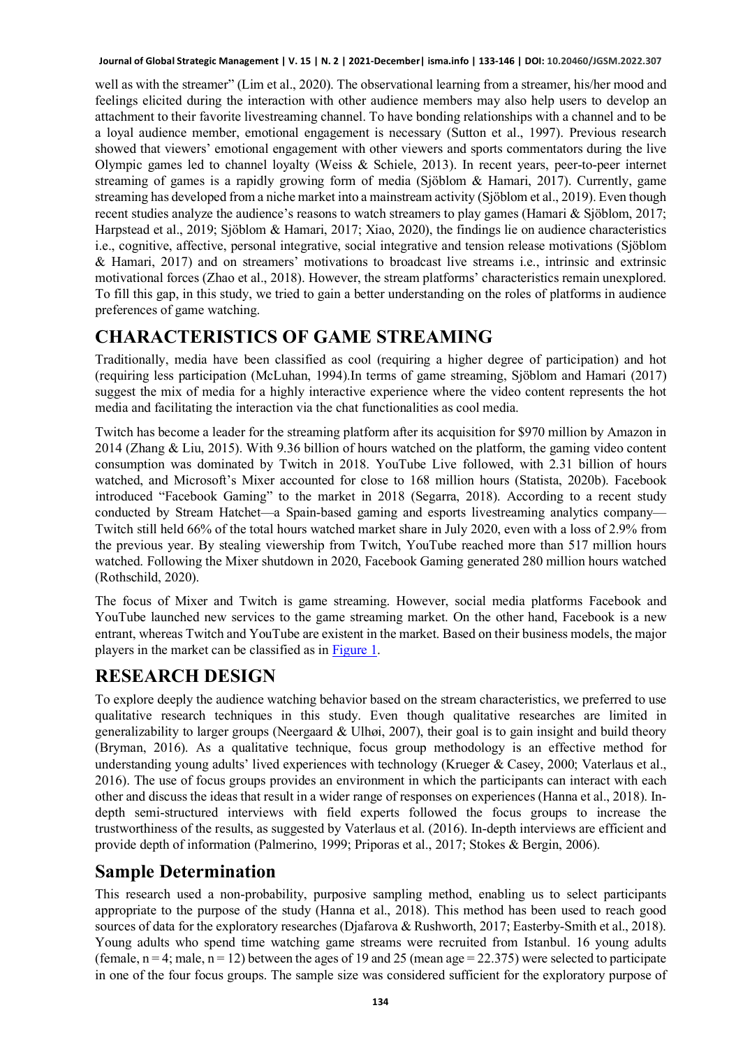well as with the streamer" (Lim et al., 2020). The observational learning from a streamer, his/her mood and feelings elicited during the interaction with other audience members may also help users to develop an attachment to their favorite livestreaming channel. To have bonding relationships with a channel and to be a loyal audience member, emotional engagement is necessary (Sutton et al., 1997). Previous research showed that viewers' emotional engagement with other viewers and sports commentators during the live Olympic games led to channel loyalty (Weiss & Schiele, 2013). In recent years, peer-to-peer internet streaming of games is a rapidly growing form of media (Sjöblom & Hamari, 2017). Currently, game streaming has developed from a niche market into a mainstream activity (Sjöblom et al., 2019). Even though recent studies analyze the audience's reasons to watch streamers to play games (Hamari & Sjöblom, 2017; Harpstead et al., 2019; Sjöblom & Hamari, 2017; Xiao, 2020), the findings lie on audience characteristics i.e., cognitive, affective, personal integrative, social integrative and tension release motivations (Sjöblom & Hamari, 2017) and on streamers' motivations to broadcast live streams i.e., intrinsic and extrinsic motivational forces (Zhao et al., 2018). However, the stream platforms' characteristics remain unexplored. To fill this gap, in this study, we tried to gain a better understanding on the roles of platforms in audience preferences of game watching.

# CHARACTERISTICS OF GAME STREAMING

Traditionally, media have been classified as cool (requiring a higher degree of participation) and hot (requiring less participation (McLuhan, 1994).In terms of game streaming, Sjöblom and Hamari (2017) suggest the mix of media for a highly interactive experience where the video content represents the hot media and facilitating the interaction via the chat functionalities as cool media.

Twitch has become a leader for the streaming platform after its acquisition for $970 million by Amazon in 2014 (Zhang & Liu, 2015). With 9.36 billion of hours watched on the platform, the gaming video content consumption was dominated by Twitch in 2018. YouTube Live followed, with 2.31 billion of hours watched, and Microsoft's Mixer accounted for close to 168 million hours (Statista, 2020b). Facebook introduced "Facebook Gaming" to the market in 2018 (Segarra, 2018). According to a recent study conducted by Stream Hatchet—a Spain-based gaming and esports livestreaming analytics company—Twitch still held 66% of the total hours watched market share in July 2020, even with a loss of 2.9% from the previous year. By stealing viewership from Twitch, YouTube reached more than 517 million hours watched. Following the Mixer shutdown in 2020, Facebook Gaming generated 280 million hours watched (Rothschild, 2020).

The focus of Mixer and Twitch is game streaming. However, social media platforms Facebook and YouTube launched new services to the game streaming market. On the other hand, Facebook is a new entrant, whereas Twitch and YouTube are existent in the market. Based on their business models, the major players in the market can be classified as in Figure 1.

# RESEARCH DESIGN

To explore deeply the audience watching behavior based on the stream characteristics, we preferred to use qualitative research techniques in this study. Even though qualitative researches are limited in generalizability to larger groups (Neergaard & Ulhøi, 2007), their goal is to gain insight and build theory (Bryman, 2016). As a qualitative technique, focus group methodology is an effective method for understanding young adults' lived experiences with technology (Krueger & Casey, 2000; Vaterlaus et al., 2016). The use of focus groups provides an environment in which the participants can interact with each other and discuss the ideas that result in a wider range of responses on experiences (Hanna et al., 2018). In-depth semi-structured interviews with field experts followed the focus groups to increase the trustworthiness of the results, as suggested by Vaterlaus et al. (2016). In-depth interviews are efficient and provide depth of information (Palmerino, 1999; Priporas et al., 2017; Stokes & Bergin, 2006).

## Sample Determination

This research used a non-probability, purposive sampling method, enabling us to select participants appropriate to the purpose of the study (Hanna et al., 2018). This method has been used to reach good sources of data for the exploratory researches (Djafarova & Rushworth, 2017; Easterby-Smith et al., 2018). Young adults who spend time watching game streams were recruited from Istanbul. 16 young adults (female, n = 4; male, n = 12) between the ages of 19 and 25 (mean age = 22.375) were selected to participate in one of the four focus groups. The sample size was considered sufficient for the exploratory purpose of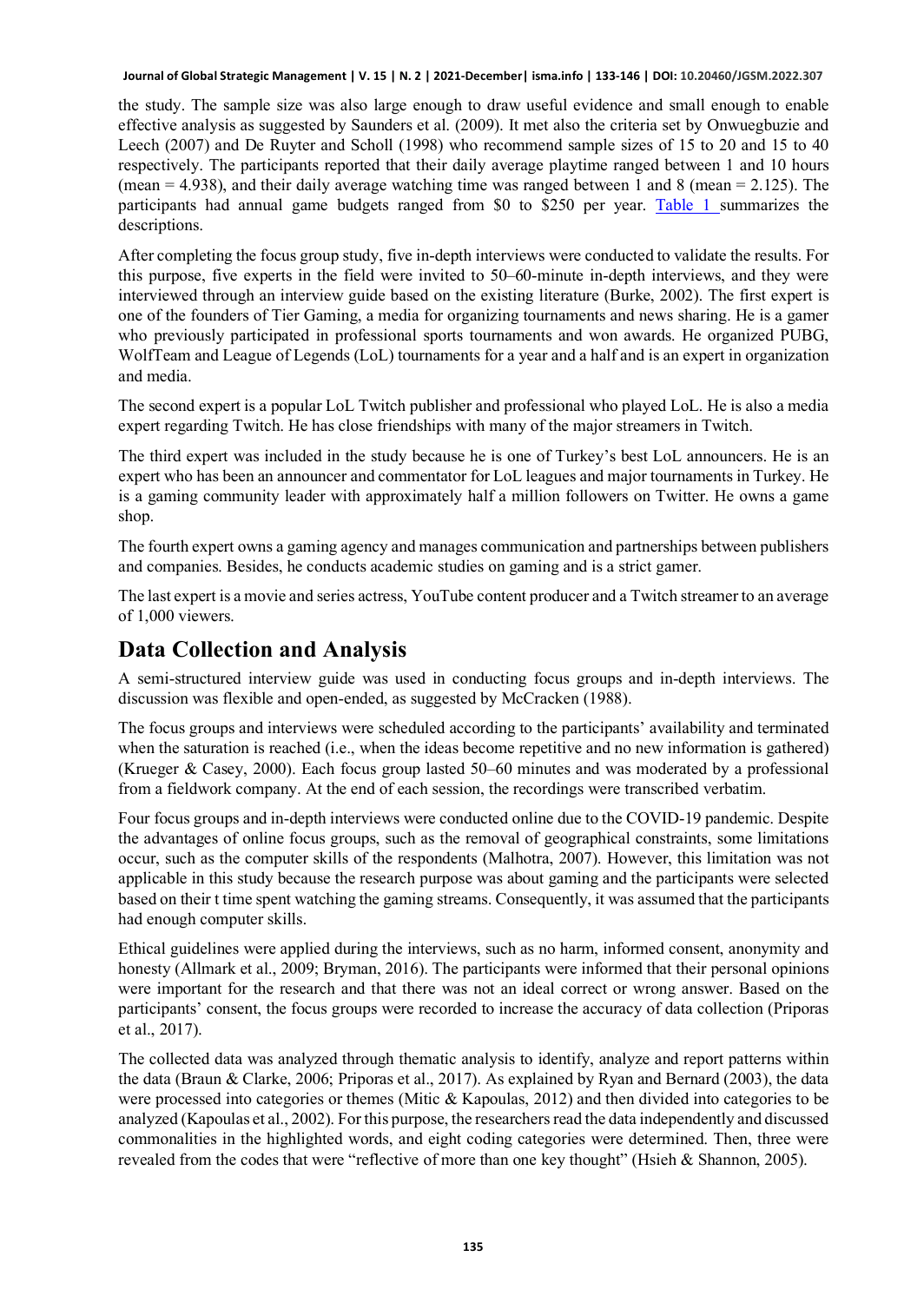the study. The sample size was also large enough to draw useful evidence and small enough to enable effective analysis as suggested by Saunders et al. (2009). It met also the criteria set by Onwuegbuzie and Leech (2007) and De Ruyter and Scholl (1998) who recommend sample sizes of 15 to 20 and 15 to 40 respectively. The participants reported that their daily average playtime ranged between 1 and 10 hours (mean = 4.938), and their daily average watching time was ranged between 1 and 8 (mean = 2.125). The participants had annual game budgets ranged from $0 to $250 per year. Table 1 summarizes the descriptions.

After completing the focus group study, five in-depth interviews were conducted to validate the results. For this purpose, five experts in the field were invited to 50–60-minute in-depth interviews, and they were interviewed through an interview guide based on the existing literature (Burke, 2002). The first expert is one of the founders of Tier Gaming, a media for organizing tournaments and news sharing. He is a gamer who previously participated in professional sports tournaments and won awards. He organized PUBG, WolfTeam and League of Legends (LoL) tournaments for a year and a half and is an expert in organization and media.

The second expert is a popular LoL Twitch publisher and professional who played LoL. He is also a media expert regarding Twitch. He has close friendships with many of the major streamers in Twitch.

The third expert was included in the study because he is one of Turkey's best LoL announcers. He is an expert who has been an announcer and commentator for LoL leagues and major tournaments in Turkey. He is a gaming community leader with approximately half a million followers on Twitter. He owns a game shop.

The fourth expert owns a gaming agency and manages communication and partnerships between publishers and companies. Besides, he conducts academic studies on gaming and is a strict gamer.

The last expert is a movie and series actress, YouTube content producer and a Twitch streamer to an average of 1,000 viewers.

## Data Collection and Analysis

A semi-structured interview guide was used in conducting focus groups and in-depth interviews. The discussion was flexible and open-ended, as suggested by McCracken (1988).

The focus groups and interviews were scheduled according to the participants' availability and terminated when the saturation is reached (i.e., when the ideas become repetitive and no new information is gathered) (Krueger & Casey, 2000). Each focus group lasted 50–60 minutes and was moderated by a professional from a fieldwork company. At the end of each session, the recordings were transcribed verbatim.

Four focus groups and in-depth interviews were conducted online due to the COVID-19 pandemic. Despite the advantages of online focus groups, such as the removal of geographical constraints, some limitations occur, such as the computer skills of the respondents (Malhotra, 2007). However, this limitation was not applicable in this study because the research purpose was about gaming and the participants were selected based on their t time spent watching the gaming streams. Consequently, it was assumed that the participants had enough computer skills.

Ethical guidelines were applied during the interviews, such as no harm, informed consent, anonymity and honesty (Allmark et al., 2009; Bryman, 2016). The participants were informed that their personal opinions were important for the research and that there was not an ideal correct or wrong answer. Based on the participants' consent, the focus groups were recorded to increase the accuracy of data collection (Priporas et al., 2017).

The collected data was analyzed through thematic analysis to identify, analyze and report patterns within the data (Braun & Clarke, 2006; Priporas et al., 2017). As explained by Ryan and Bernard (2003), the data were processed into categories or themes (Mitic & Kapoulas, 2012) and then divided into categories to be analyzed (Kapoulas et al., 2002). For this purpose, the researchers read the data independently and discussed commonalities in the highlighted words, and eight coding categories were determined. Then, three were revealed from the codes that were "reflective of more than one key thought" (Hsieh & Shannon, 2005).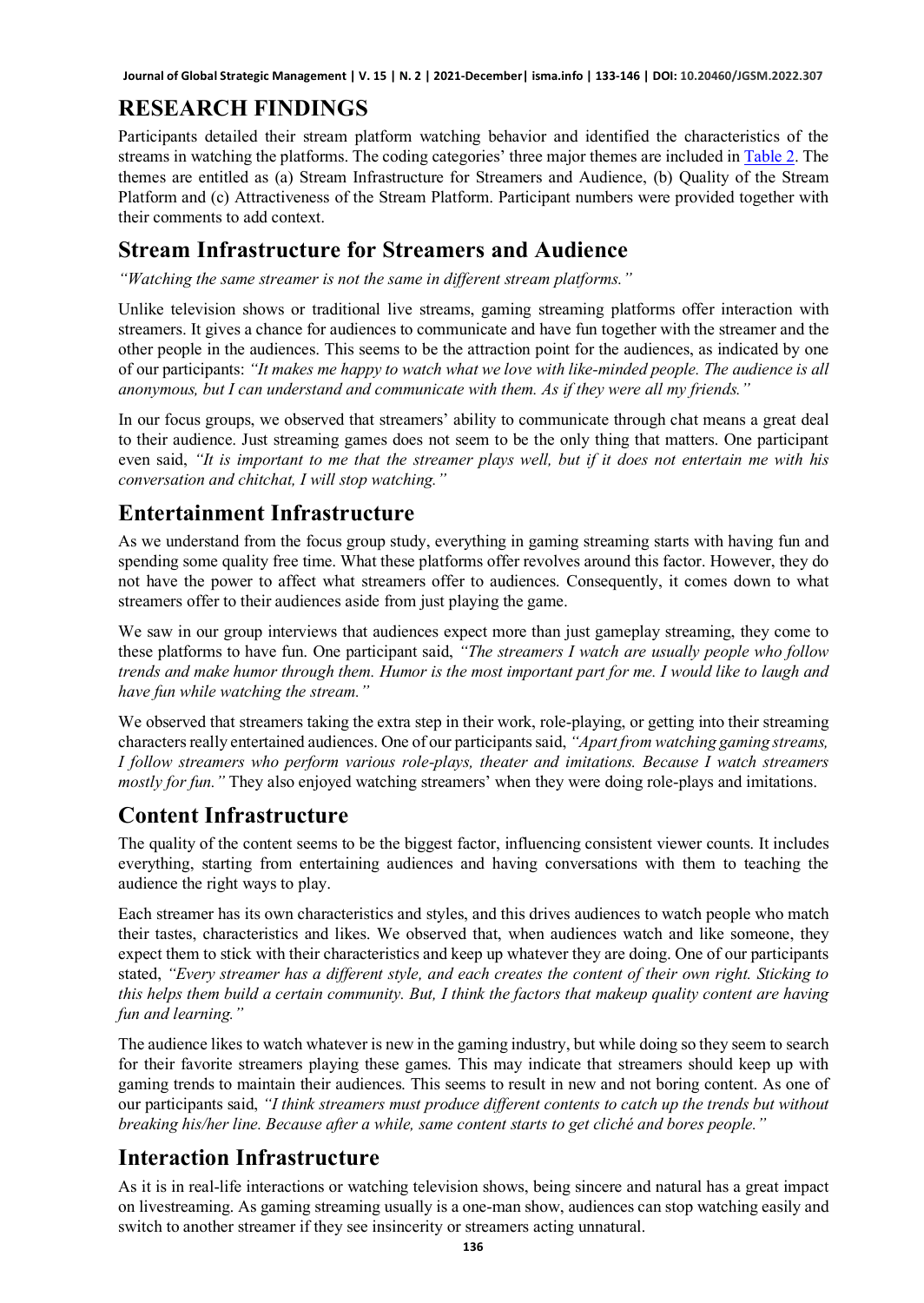# RESEARCH FINDINGS

Participants detailed their stream platform watching behavior and identified the characteristics of the streams in watching the platforms. The coding categories' three major themes are included in Table 2. The themes are entitled as (a) Stream Infrastructure for Streamers and Audience, (b) Quality of the Stream Platform and (c) Attractiveness of the Stream Platform. Participant numbers were provided together with their comments to add context.

## Stream Infrastructure for Streamers and Audience

*"Watching the same streamer is not the same in different stream platforms."*

Unlike television shows or traditional live streams, gaming streaming platforms offer interaction with streamers. It gives a chance for audiences to communicate and have fun together with the streamer and the other people in the audiences. This seems to be the attraction point for the audiences, as indicated by one of our participants: *"It makes me happy to watch what we love with like-minded people. The audience is all anonymous, but I can understand and communicate with them. As if they were all my friends."*

In our focus groups, we observed that streamers' ability to communicate through chat means a great deal to their audience. Just streaming games does not seem to be the only thing that matters. One participant even said, *"It is important to me that the streamer plays well, but if it does not entertain me with his conversation and chitchat, I will stop watching."*

## Entertainment Infrastructure

As we understand from the focus group study, everything in gaming streaming starts with having fun and spending some quality free time. What these platforms offer revolves around this factor. However, they do not have the power to affect what streamers offer to audiences. Consequently, it comes down to what streamers offer to their audiences aside from just playing the game.

We saw in our group interviews that audiences expect more than just gameplay streaming, they come to these platforms to have fun. One participant said, *"The streamers I watch are usually people who follow trends and make humor through them. Humor is the most important part for me. I would like to laugh and have fun while watching the stream."*

We observed that streamers taking the extra step in their work, role-playing, or getting into their streaming characters really entertained audiences. One of our participants said, *"Apart from watching gaming streams, I follow streamers who perform various role-plays, theater and imitations. Because I watch streamers mostly for fun."* They also enjoyed watching streamers' when they were doing role-plays and imitations.

## Content Infrastructure

The quality of the content seems to be the biggest factor, influencing consistent viewer counts. It includes everything, starting from entertaining audiences and having conversations with them to teaching the audience the right ways to play.

Each streamer has its own characteristics and styles, and this drives audiences to watch people who match their tastes, characteristics and likes. We observed that, when audiences watch and like someone, they expect them to stick with their characteristics and keep up whatever they are doing. One of our participants stated, *"Every streamer has a different style, and each creates the content of their own right. Sticking to this helps them build a certain community. But, I think the factors that makeup quality content are having fun and learning."*

The audience likes to watch whatever is new in the gaming industry, but while doing so they seem to search for their favorite streamers playing these games. This may indicate that streamers should keep up with gaming trends to maintain their audiences. This seems to result in new and not boring content. As one of our participants said, *"I think streamers must produce different contents to catch up the trends but without breaking his/her line. Because after a while, same content starts to get cliché and bores people."*

## Interaction Infrastructure

As it is in real-life interactions or watching television shows, being sincere and natural has a great impact on livestreaming. As gaming streaming usually is a one-man show, audiences can stop watching easily and switch to another streamer if they see insincerity or streamers acting unnatural.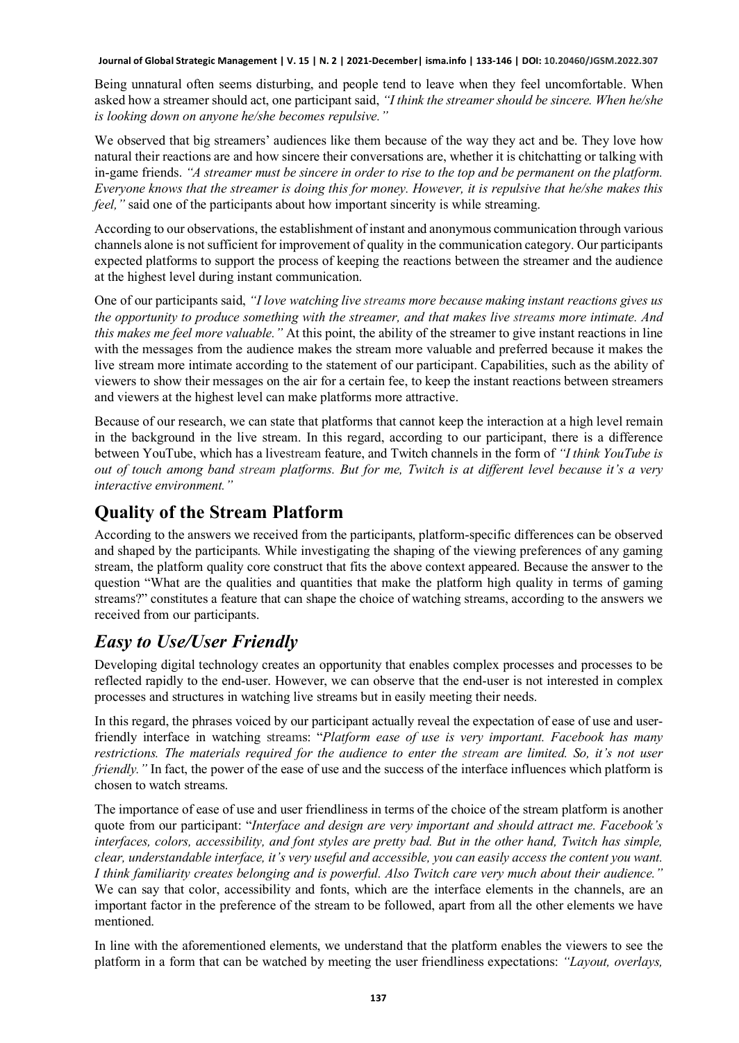Being unnatural often seems disturbing, and people tend to leave when they feel uncomfortable. When asked how a streamer should act, one participant said, *"I think the streamer should be sincere. When he/she is looking down on anyone he/she becomes repulsive."*

We observed that big streamers' audiences like them because of the way they act and be. They love how natural their reactions are and how sincere their conversations are, whether it is chitchatting or talking with in-game friends. *"A streamer must be sincere in order to rise to the top and be permanent on the platform. Everyone knows that the streamer is doing this for money. However, it is repulsive that he/she makes this feel,"* said one of the participants about how important sincerity is while streaming.

According to our observations, the establishment of instant and anonymous communication through various channels alone is not sufficient for improvement of quality in the communication category. Our participants expected platforms to support the process of keeping the reactions between the streamer and the audience at the highest level during instant communication.

One of our participants said, *"I love watching live streams more because making instant reactions gives us the opportunity to produce something with the streamer, and that makes live streams more intimate. And this makes me feel more valuable."* At this point, the ability of the streamer to give instant reactions in line with the messages from the audience makes the stream more valuable and preferred because it makes the live stream more intimate according to the statement of our participant. Capabilities, such as the ability of viewers to show their messages on the air for a certain fee, to keep the instant reactions between streamers and viewers at the highest level can make platforms more attractive.

Because of our research, we can state that platforms that cannot keep the interaction at a high level remain in the background in the live stream. In this regard, according to our participant, there is a difference between YouTube, which has a livestream feature, and Twitch channels in the form of *"I think YouTube is out of touch among band stream platforms. But for me, Twitch is at different level because it's a very interactive environment."*

## Quality of the Stream Platform

According to the answers we received from the participants, platform-specific differences can be observed and shaped by the participants. While investigating the shaping of the viewing preferences of any gaming stream, the platform quality core construct that fits the above context appeared. Because the answer to the question "What are the qualities and quantities that make the platform high quality in terms of gaming streams?" constitutes a feature that can shape the choice of watching streams, according to the answers we received from our participants.

### *Easy to Use/User Friendly*

Developing digital technology creates an opportunity that enables complex processes and processes to be reflected rapidly to the end-user. However, we can observe that the end-user is not interested in complex processes and structures in watching live streams but in easily meeting their needs.

In this regard, the phrases voiced by our participant actually reveal the expectation of ease of use and user-friendly interface in watching streams: "*Platform ease of use is very important. Facebook has many restrictions. The materials required for the audience to enter the stream are limited. So, it's not user friendly."* In fact, the power of the ease of use and the success of the interface influences which platform is chosen to watch streams.

The importance of ease of use and user friendliness in terms of the choice of the stream platform is another quote from our participant: "*Interface and design are very important and should attract me. Facebook's interfaces, colors, accessibility, and font styles are pretty bad. But in the other hand, Twitch has simple, clear, understandable interface, it's very useful and accessible, you can easily access the content you want. I think familiarity creates belonging and is powerful. Also Twitch care very much about their audience."* We can say that color, accessibility and fonts, which are the interface elements in the channels, are an important factor in the preference of the stream to be followed, apart from all the other elements we have mentioned.

In line with the aforementioned elements, we understand that the platform enables the viewers to see the platform in a form that can be watched by meeting the user friendliness expectations: *"Layout, overlays,*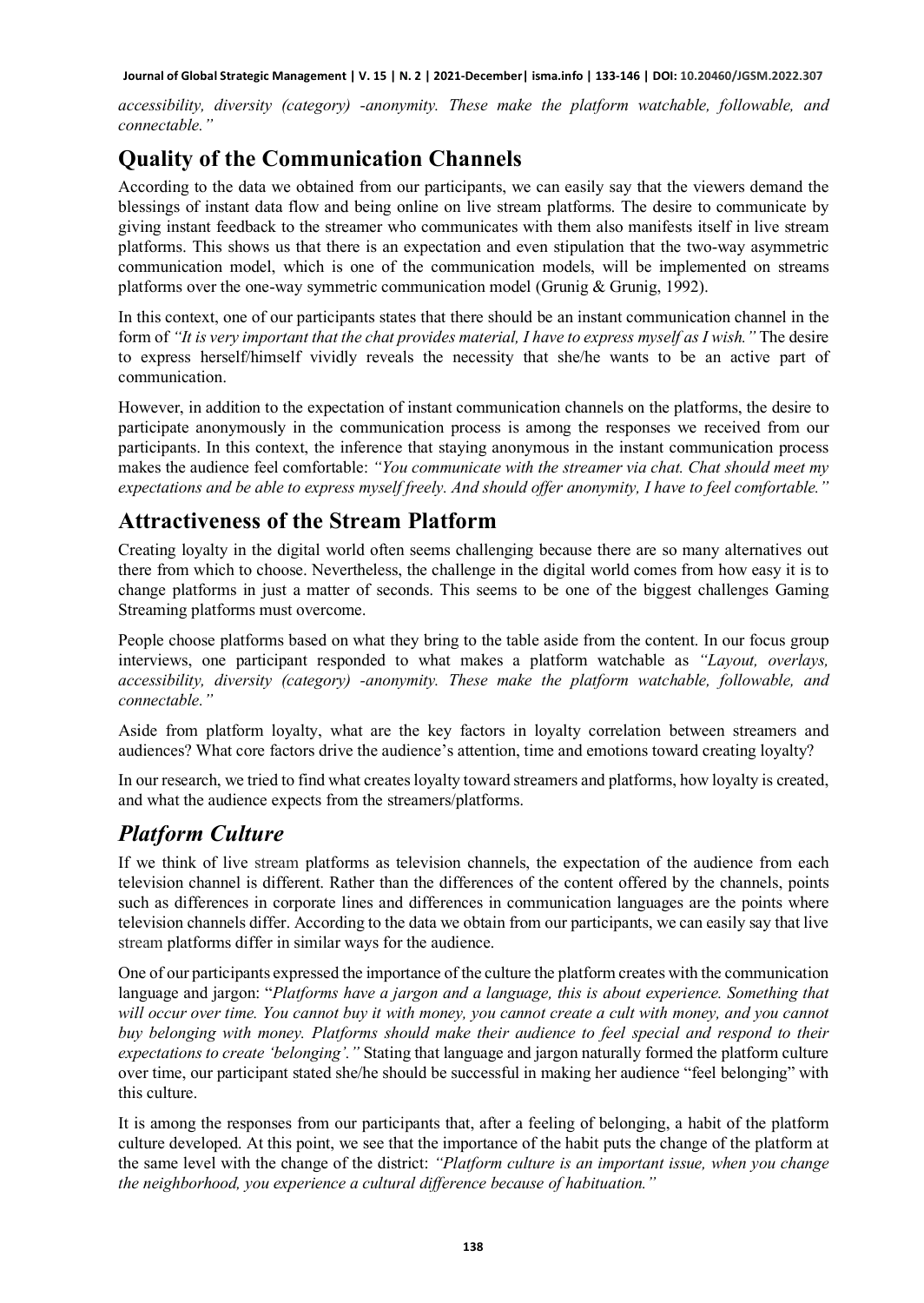*accessibility, diversity (category) -anonymity. These make the platform watchable, followable, and connectable."*

## Quality of the Communication Channels

According to the data we obtained from our participants, we can easily say that the viewers demand the blessings of instant data flow and being online on live stream platforms. The desire to communicate by giving instant feedback to the streamer who communicates with them also manifests itself in live stream platforms. This shows us that there is an expectation and even stipulation that the two-way asymmetric communication model, which is one of the communication models, will be implemented on streams platforms over the one-way symmetric communication model (Grunig & Grunig, 1992).

In this context, one of our participants states that there should be an instant communication channel in the form of *"It is very important that the chat provides material, I have to express myself as I wish."* The desire to express herself/himself vividly reveals the necessity that she/he wants to be an active part of communication.

However, in addition to the expectation of instant communication channels on the platforms, the desire to participate anonymously in the communication process is among the responses we received from our participants. In this context, the inference that staying anonymous in the instant communication process makes the audience feel comfortable: *"You communicate with the streamer via chat. Chat should meet my expectations and be able to express myself freely. And should offer anonymity, I have to feel comfortable."*

## Attractiveness of the Stream Platform

Creating loyalty in the digital world often seems challenging because there are so many alternatives out there from which to choose. Nevertheless, the challenge in the digital world comes from how easy it is to change platforms in just a matter of seconds. This seems to be one of the biggest challenges Gaming Streaming platforms must overcome.

People choose platforms based on what they bring to the table aside from the content. In our focus group interviews, one participant responded to what makes a platform watchable as *"Layout, overlays, accessibility, diversity (category) -anonymity. These make the platform watchable, followable, and connectable."*

Aside from platform loyalty, what are the key factors in loyalty correlation between streamers and audiences? What core factors drive the audience's attention, time and emotions toward creating loyalty?

In our research, we tried to find what creates loyalty toward streamers and platforms, how loyalty is created, and what the audience expects from the streamers/platforms.

### *Platform Culture*

If we think of live stream platforms as television channels, the expectation of the audience from each television channel is different. Rather than the differences of the content offered by the channels, points such as differences in corporate lines and differences in communication languages are the points where television channels differ. According to the data we obtain from our participants, we can easily say that live stream platforms differ in similar ways for the audience.

One of our participants expressed the importance of the culture the platform creates with the communication language and jargon: "*Platforms have a jargon and a language, this is about experience. Something that will occur over time. You cannot buy it with money, you cannot create a cult with money, and you cannot buy belonging with money. Platforms should make their audience to feel special and respond to their expectations to create 'belonging'."* Stating that language and jargon naturally formed the platform culture over time, our participant stated she/he should be successful in making her audience "feel belonging" with this culture.

It is among the responses from our participants that, after a feeling of belonging, a habit of the platform culture developed. At this point, we see that the importance of the habit puts the change of the platform at the same level with the change of the district: *"Platform culture is an important issue, when you change the neighborhood, you experience a cultural difference because of habituation."*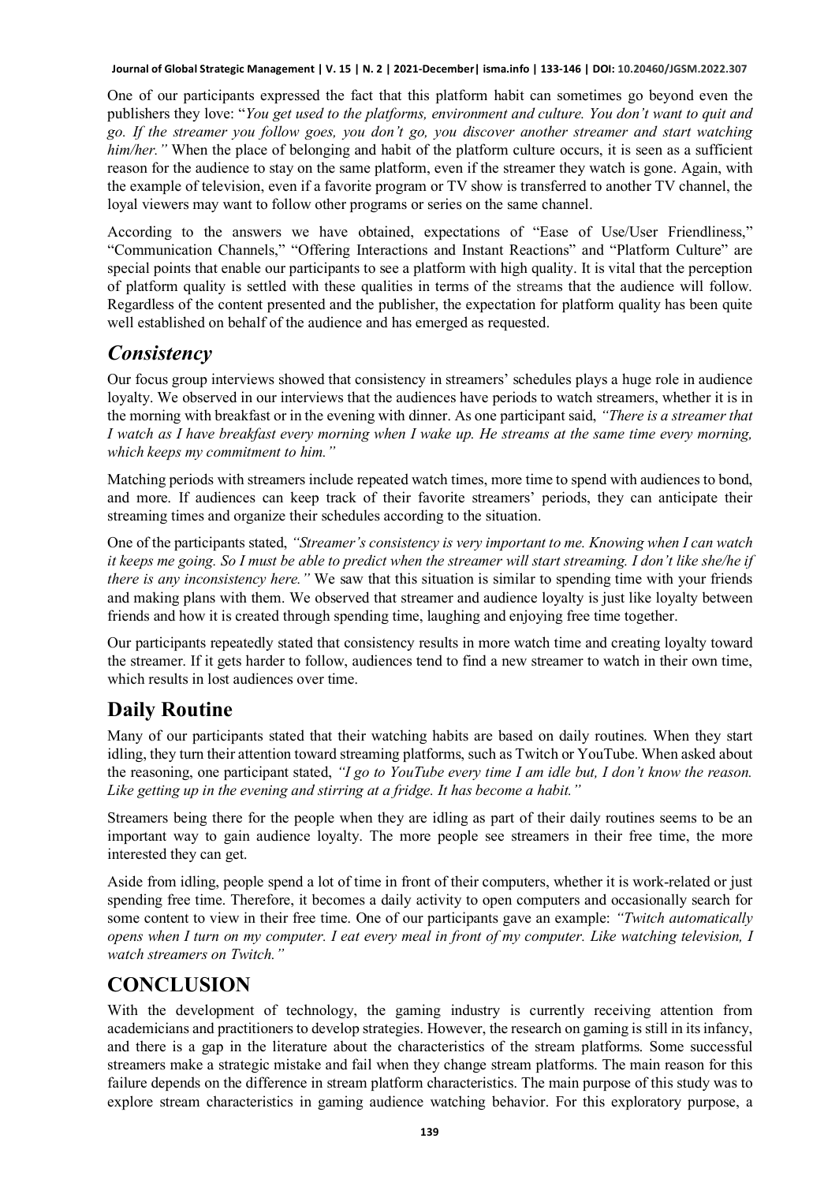One of our participants expressed the fact that this platform habit can sometimes go beyond even the publishers they love: "*You get used to the platforms, environment and culture. You don't want to quit and go. If the streamer you follow goes, you don't go, you discover another streamer and start watching him/her."* When the place of belonging and habit of the platform culture occurs, it is seen as a sufficient reason for the audience to stay on the same platform, even if the streamer they watch is gone. Again, with the example of television, even if a favorite program or TV show is transferred to another TV channel, the loyal viewers may want to follow other programs or series on the same channel.

According to the answers we have obtained, expectations of "Ease of Use/User Friendliness," "Communication Channels," "Offering Interactions and Instant Reactions" and "Platform Culture" are special points that enable our participants to see a platform with high quality. It is vital that the perception of platform quality is settled with these qualities in terms of the streams that the audience will follow. Regardless of the content presented and the publisher, the expectation for platform quality has been quite well established on behalf of the audience and has emerged as requested.

## *Consistency*

Our focus group interviews showed that consistency in streamers' schedules plays a huge role in audience loyalty. We observed in our interviews that the audiences have periods to watch streamers, whether it is in the morning with breakfast or in the evening with dinner. As one participant said, *"There is a streamer that I watch as I have breakfast every morning when I wake up. He streams at the same time every morning, which keeps my commitment to him."*

Matching periods with streamers include repeated watch times, more time to spend with audiences to bond, and more. If audiences can keep track of their favorite streamers' periods, they can anticipate their streaming times and organize their schedules according to the situation.

One of the participants stated, *"Streamer's consistency is very important to me. Knowing when I can watch it keeps me going. So I must be able to predict when the streamer will start streaming. I don't like she/he if there is any inconsistency here."* We saw that this situation is similar to spending time with your friends and making plans with them. We observed that streamer and audience loyalty is just like loyalty between friends and how it is created through spending time, laughing and enjoying free time together.

Our participants repeatedly stated that consistency results in more watch time and creating loyalty toward the streamer. If it gets harder to follow, audiences tend to find a new streamer to watch in their own time, which results in lost audiences over time.

## Daily Routine

Many of our participants stated that their watching habits are based on daily routines. When they start idling, they turn their attention toward streaming platforms, such as Twitch or YouTube. When asked about the reasoning, one participant stated, *"I go to YouTube every time I am idle but, I don't know the reason. Like getting up in the evening and stirring at a fridge. It has become a habit."*

Streamers being there for the people when they are idling as part of their daily routines seems to be an important way to gain audience loyalty. The more people see streamers in their free time, the more interested they can get.

Aside from idling, people spend a lot of time in front of their computers, whether it is work-related or just spending free time. Therefore, it becomes a daily activity to open computers and occasionally search for some content to view in their free time. One of our participants gave an example: *"Twitch automatically opens when I turn on my computer. I eat every meal in front of my computer. Like watching television, I watch streamers on Twitch."*

# CONCLUSION

With the development of technology, the gaming industry is currently receiving attention from academicians and practitioners to develop strategies. However, the research on gaming is still in its infancy, and there is a gap in the literature about the characteristics of the stream platforms. Some successful streamers make a strategic mistake and fail when they change stream platforms. The main reason for this failure depends on the difference in stream platform characteristics. The main purpose of this study was to explore stream characteristics in gaming audience watching behavior. For this exploratory purpose, a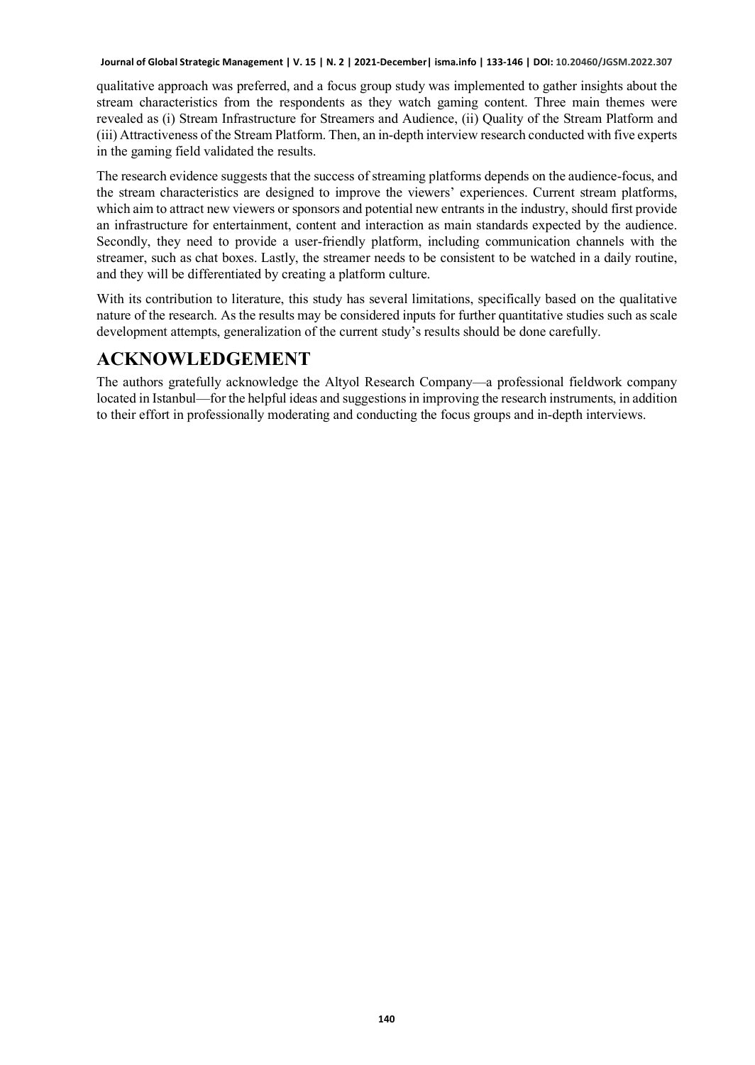qualitative approach was preferred, and a focus group study was implemented to gather insights about the stream characteristics from the respondents as they watch gaming content. Three main themes were revealed as (i) Stream Infrastructure for Streamers and Audience, (ii) Quality of the Stream Platform and (iii) Attractiveness of the Stream Platform. Then, an in-depth interview research conducted with five experts in the gaming field validated the results.

The research evidence suggests that the success of streaming platforms depends on the audience-focus, and the stream characteristics are designed to improve the viewers' experiences. Current stream platforms, which aim to attract new viewers or sponsors and potential new entrants in the industry, should first provide an infrastructure for entertainment, content and interaction as main standards expected by the audience. Secondly, they need to provide a user-friendly platform, including communication channels with the streamer, such as chat boxes. Lastly, the streamer needs to be consistent to be watched in a daily routine, and they will be differentiated by creating a platform culture.

With its contribution to literature, this study has several limitations, specifically based on the qualitative nature of the research. As the results may be considered inputs for further quantitative studies such as scale development attempts, generalization of the current study's results should be done carefully.

# ACKNOWLEDGEMENT

The authors gratefully acknowledge the Altyol Research Company—a professional fieldwork company located in Istanbul—for the helpful ideas and suggestions in improving the research instruments, in addition to their effort in professionally moderating and conducting the focus groups and in-depth interviews.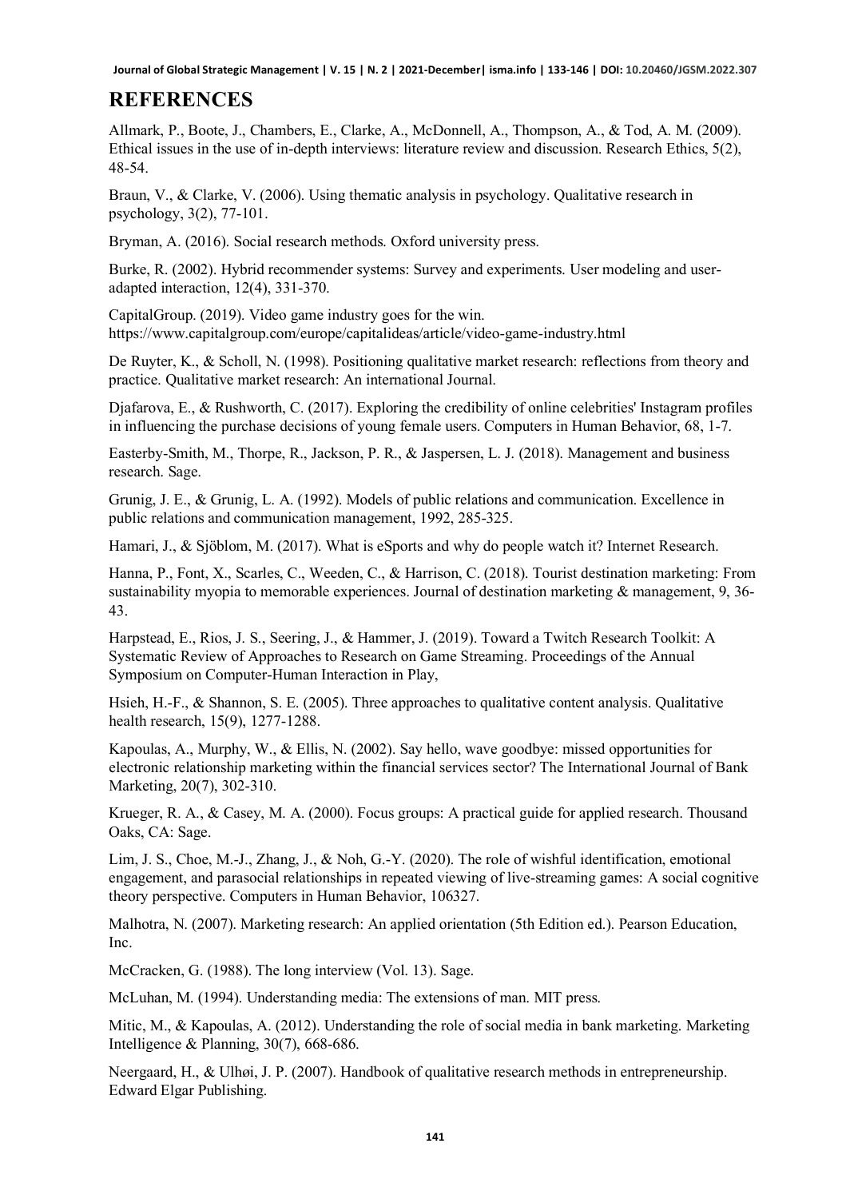## REFERENCES

Allmark, P., Boote, J., Chambers, E., Clarke, A., McDonnell, A., Thompson, A., & Tod, A. M. (2009). Ethical issues in the use of in-depth interviews: literature review and discussion. Research Ethics, 5(2), 48-54.

Braun, V., & Clarke, V. (2006). Using thematic analysis in psychology. Qualitative research in psychology, 3(2), 77-101.

Bryman, A. (2016). Social research methods. Oxford university press.

Burke, R. (2002). Hybrid recommender systems: Survey and experiments. User modeling and user-adapted interaction, 12(4), 331-370.

CapitalGroup. (2019). Video game industry goes for the win. https://www.capitalgroup.com/europe/capitalideas/article/video-game-industry.html

De Ruyter, K., & Scholl, N. (1998). Positioning qualitative market research: reflections from theory and practice. Qualitative market research: An international Journal.

Djafarova, E., & Rushworth, C. (2017). Exploring the credibility of online celebrities' Instagram profiles in influencing the purchase decisions of young female users. Computers in Human Behavior, 68, 1-7.

Easterby-Smith, M., Thorpe, R., Jackson, P. R., & Jaspersen, L. J. (2018). Management and business research. Sage.

Grunig, J. E., & Grunig, L. A. (1992). Models of public relations and communication. Excellence in public relations and communication management, 1992, 285-325.

Hamari, J., & Sjöblom, M. (2017). What is eSports and why do people watch it? Internet Research.

Hanna, P., Font, X., Scarles, C., Weeden, C., & Harrison, C. (2018). Tourist destination marketing: From sustainability myopia to memorable experiences. Journal of destination marketing & management, 9, 36-43.

Harpstead, E., Rios, J. S., Seering, J., & Hammer, J. (2019). Toward a Twitch Research Toolkit: A Systematic Review of Approaches to Research on Game Streaming. Proceedings of the Annual Symposium on Computer-Human Interaction in Play,

Hsieh, H.-F., & Shannon, S. E. (2005). Three approaches to qualitative content analysis. Qualitative health research, 15(9), 1277-1288.

Kapoulas, A., Murphy, W., & Ellis, N. (2002). Say hello, wave goodbye: missed opportunities for electronic relationship marketing within the financial services sector? The International Journal of Bank Marketing, 20(7), 302-310.

Krueger, R. A., & Casey, M. A. (2000). Focus groups: A practical guide for applied research. Thousand Oaks, CA: Sage.

Lim, J. S., Choe, M.-J., Zhang, J., & Noh, G.-Y. (2020). The role of wishful identification, emotional engagement, and parasocial relationships in repeated viewing of live-streaming games: A social cognitive theory perspective. Computers in Human Behavior, 106327.

Malhotra, N. (2007). Marketing research: An applied orientation (5th Edition ed.). Pearson Education, Inc.

McCracken, G. (1988). The long interview (Vol. 13). Sage.

McLuhan, M. (1994). Understanding media: The extensions of man. MIT press.

Mitic, M., & Kapoulas, A. (2012). Understanding the role of social media in bank marketing. Marketing Intelligence & Planning, 30(7), 668-686.

Neergaard, H., & Ulhøi, J. P. (2007). Handbook of qualitative research methods in entrepreneurship. Edward Elgar Publishing.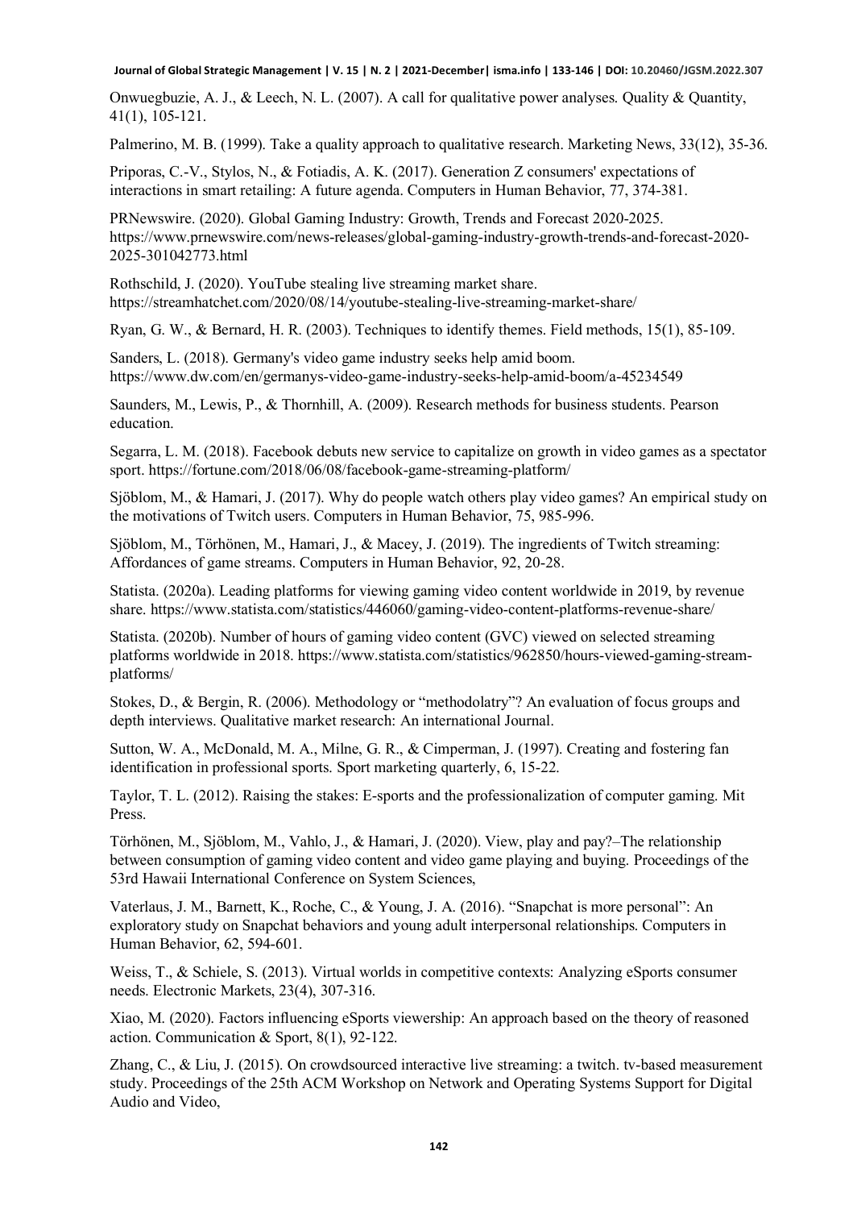Onwuegbuzie, A. J., & Leech, N. L. (2007). A call for qualitative power analyses. Quality & Quantity, 41(1), 105-121.

Palmerino, M. B. (1999). Take a quality approach to qualitative research. Marketing News, 33(12), 35-36.

Priporas, C.-V., Stylos, N., & Fotiadis, A. K. (2017). Generation Z consumers' expectations of interactions in smart retailing: A future agenda. Computers in Human Behavior, 77, 374-381.

PRNewswire. (2020). Global Gaming Industry: Growth, Trends and Forecast 2020-2025. https://www.prnewswire.com/news-releases/global-gaming-industry-growth-trends-and-forecast-2020-2025-301042773.html

Rothschild, J. (2020). YouTube stealing live streaming market share. https://streamhatchet.com/2020/08/14/youtube-stealing-live-streaming-market-share/

Ryan, G. W., & Bernard, H. R. (2003). Techniques to identify themes. Field methods, 15(1), 85-109.

Sanders, L. (2018). Germany's video game industry seeks help amid boom. https://www.dw.com/en/germanys-video-game-industry-seeks-help-amid-boom/a-45234549

Saunders, M., Lewis, P., & Thornhill, A. (2009). Research methods for business students. Pearson education.

Segarra, L. M. (2018). Facebook debuts new service to capitalize on growth in video games as a spectator sport. https://fortune.com/2018/06/08/facebook-game-streaming-platform/

Sjöblom, M., & Hamari, J. (2017). Why do people watch others play video games? An empirical study on the motivations of Twitch users. Computers in Human Behavior, 75, 985-996.

Sjöblom, M., Törhönen, M., Hamari, J., & Macey, J. (2019). The ingredients of Twitch streaming: Affordances of game streams. Computers in Human Behavior, 92, 20-28.

Statista. (2020a). Leading platforms for viewing gaming video content worldwide in 2019, by revenue share. https://www.statista.com/statistics/446060/gaming-video-content-platforms-revenue-share/

Statista. (2020b). Number of hours of gaming video content (GVC) viewed on selected streaming platforms worldwide in 2018. https://www.statista.com/statistics/962850/hours-viewed-gaming-stream-platforms/

Stokes, D., & Bergin, R. (2006). Methodology or "methodolatry"? An evaluation of focus groups and depth interviews. Qualitative market research: An international Journal.

Sutton, W. A., McDonald, M. A., Milne, G. R., & Cimperman, J. (1997). Creating and fostering fan identification in professional sports. Sport marketing quarterly, 6, 15-22.

Taylor, T. L. (2012). Raising the stakes: E-sports and the professionalization of computer gaming. Mit Press.

Törhönen, M., Sjöblom, M., Vahlo, J., & Hamari, J. (2020). View, play and pay?–The relationship between consumption of gaming video content and video game playing and buying. Proceedings of the 53rd Hawaii International Conference on System Sciences,

Vaterlaus, J. M., Barnett, K., Roche, C., & Young, J. A. (2016). "Snapchat is more personal": An exploratory study on Snapchat behaviors and young adult interpersonal relationships. Computers in Human Behavior, 62, 594-601.

Weiss, T., & Schiele, S. (2013). Virtual worlds in competitive contexts: Analyzing eSports consumer needs. Electronic Markets, 23(4), 307-316.

Xiao, M. (2020). Factors influencing eSports viewership: An approach based on the theory of reasoned action. Communication & Sport, 8(1), 92-122.

Zhang, C., & Liu, J. (2015). On crowdsourced interactive live streaming: a twitch. tv-based measurement study. Proceedings of the 25th ACM Workshop on Network and Operating Systems Support for Digital Audio and Video,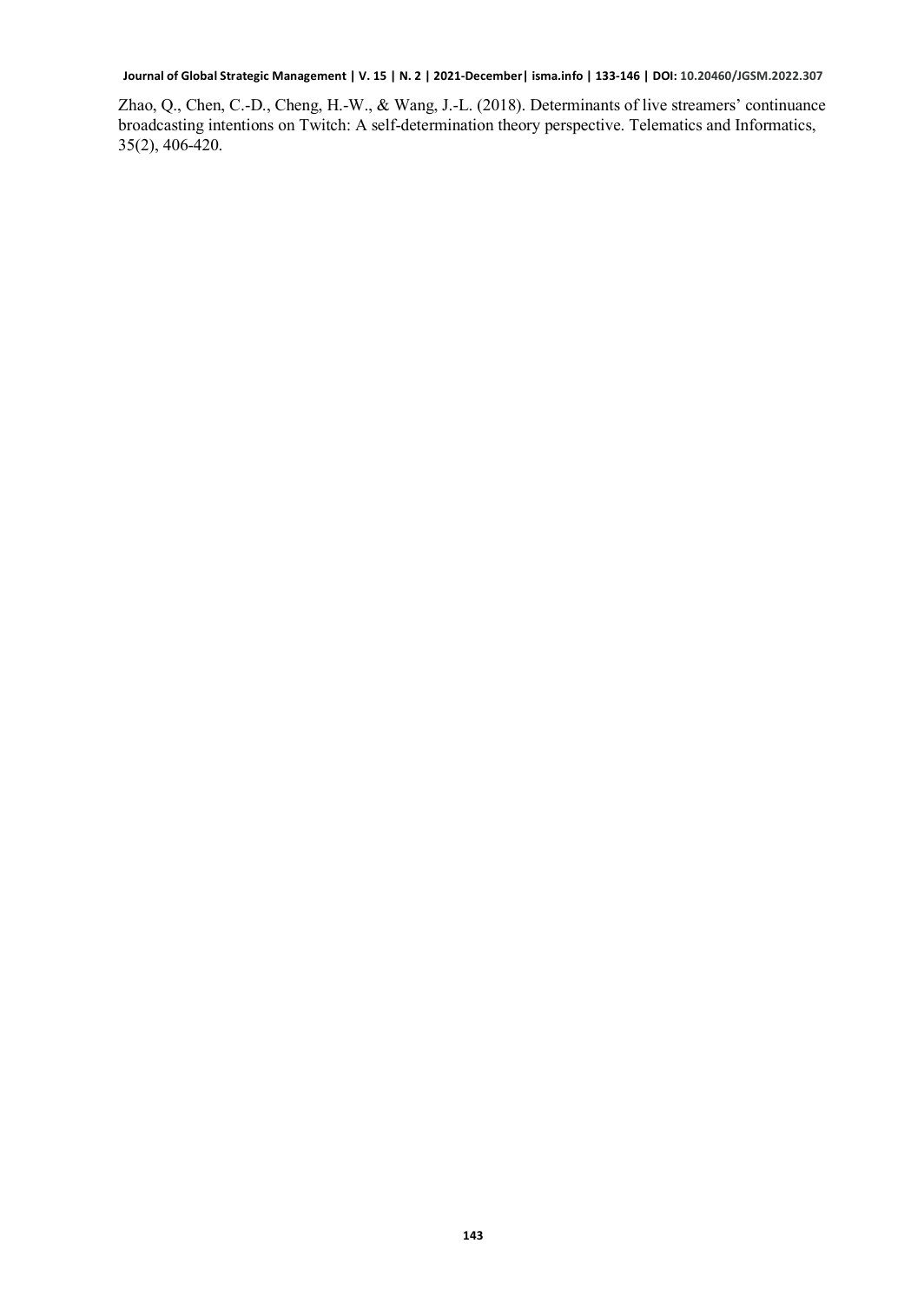Zhao, Q., Chen, C.-D., Cheng, H.-W., & Wang, J.-L. (2018). Determinants of live streamers' continuance broadcasting intentions on Twitch: A self-determination theory perspective. Telematics and Informatics, 35(2), 406-420.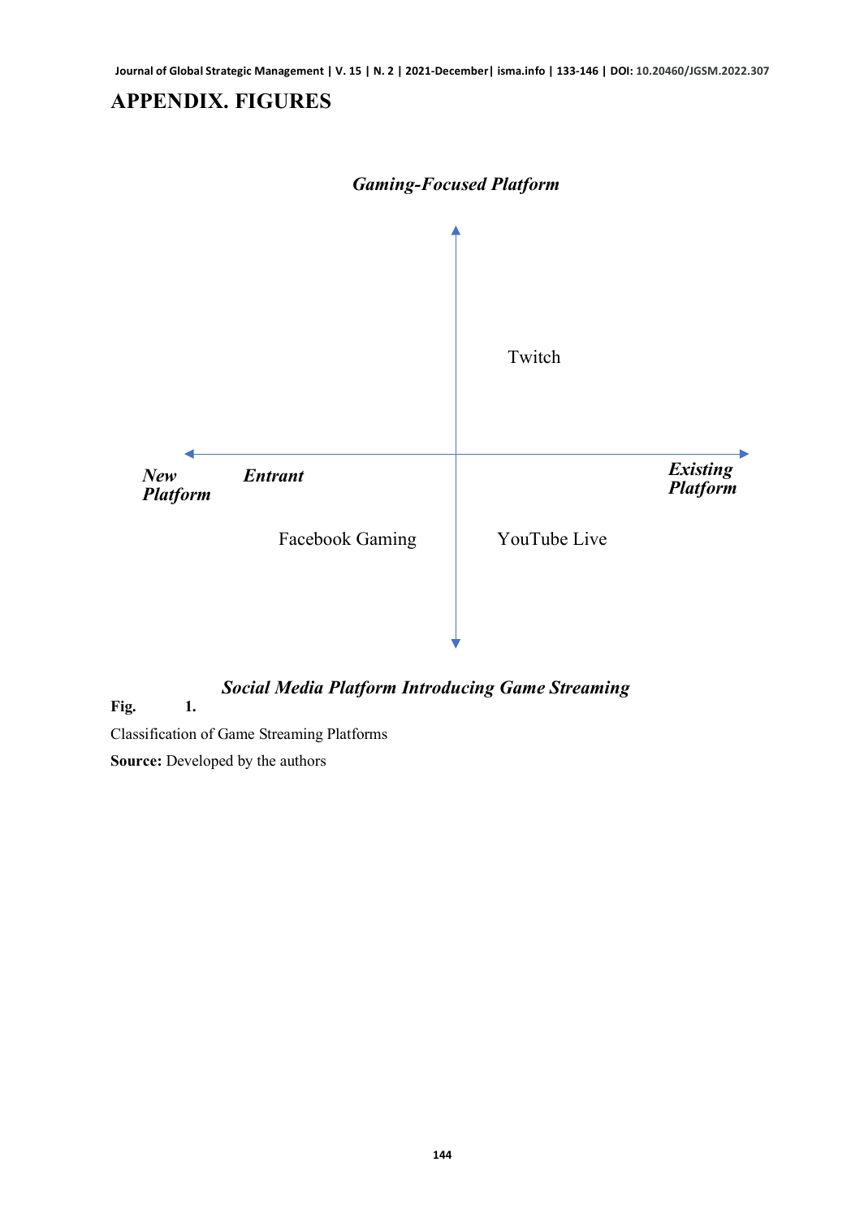## APPENDIX. FIGURES

*Gaming-Focused Platform*

Twitch

*New Platform* *Entrant* *Existing Platform*

Facebook Gaming YouTube Live

*Social Media Platform Introducing Game Streaming*

**Fig. 1.**

Classification of Game Streaming Platforms

**Source:** Developed by the authors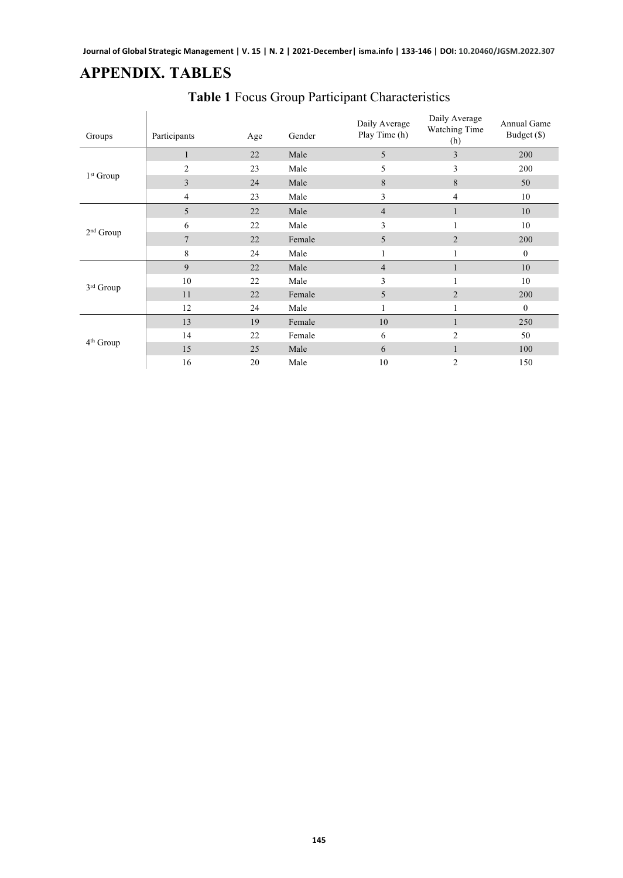# APPENDIX. TABLES

**Table 1** Focus Group Participant Characteristics

| Groups | Participants | Age | Gender | Daily Average Play Time (h) | Daily Average Watching Time (h) | Annual Game Budget ($) |
|---|---|---|---|---|---|---|
| 1st Group | 1 | 22 | Male | 5 | 3 | 200 |
| | 2 | 23 | Male | 5 | 3 | 200 |
| | 3 | 24 | Male | 8 | 8 | 50 |
| | 4 | 23 | Male | 3 | 4 | 10 |
| 2nd Group | 5 | 22 | Male | 4 | 1 | 10 |
| | 6 | 22 | Male | 3 | 1 | 10 |
| | 7 | 22 | Female | 5 | 2 | 200 |
| | 8 | 24 | Male | 1 | 1 | 0 |
| 3rd Group | 9 | 22 | Male | 4 | 1 | 10 |
| | 10 | 22 | Male | 3 | 1 | 10 |
| | 11 | 22 | Female | 5 | 2 | 200 |
| | 12 | 24 | Male | 1 | 1 | 0 |
| 4th Group | 13 | 19 | Female | 10 | 1 | 250 |
| | 14 | 22 | Female | 6 | 2 | 50 |
| | 15 | 25 | Male | 6 | 1 | 100 |
| | 16 | 20 | Male | 10 | 2 | 150 |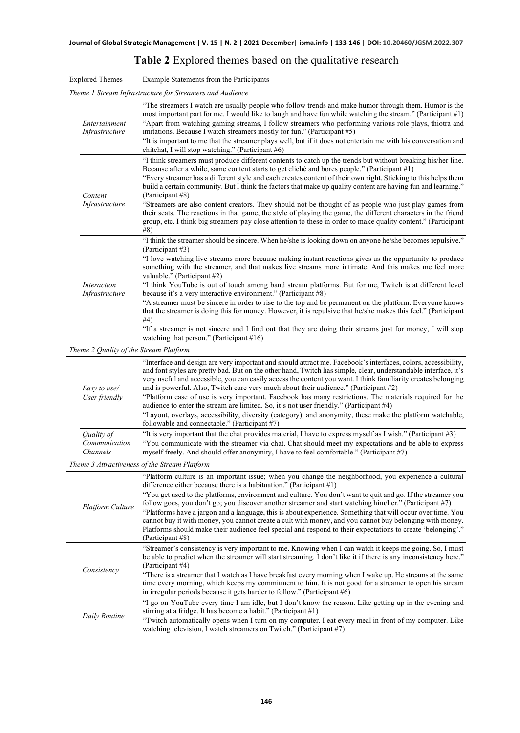**Table 2** Explored themes based on the qualitative research

| Explored Themes | Example Statements from the Participants |
|---|---|
| *Theme 1 Stream Infrastructure for Streamers and Audience* | |
| *Entertainment Infrastructure* | "The streamers I watch are usually people who follow trends and make humor through them. Humor is the most important part for me. I would like to laugh and have fun while watching the stream." (Participant #1) "Apart from watching gaming streams, I follow streamers who performing various role plays, thiotra and imitations. Because I watch streamers mostly for fun." (Participant #5) "It is important to me that the streamer plays well, but if it does not entertain me with his conversation and chitchat, I will stop watching." (Participant #6) |
| *Content Infrastructure* | "I think streamers must produce different contents to catch up the trends but without breaking his/her line. Because after a while, same content starts to get cliché and bores people." (Participant #1) "Every streamer has a different style and each creates content of their own right. Sticking to this helps them build a certain community. But I think the factors that make up quality content are having fun and learning." (Participant #8) "Streamers are also content creators. They should not be thought of as people who just play games from their seats. The reactions in that game, the style of playing the game, the different characters in the friend group, etc. I think big streamers pay close attention to these in order to make quality content." (Participant #8) |
| *Interaction Infrastructure* | "I think the streamer should be sincere. When he/she is looking down on anyone he/she becomes repulsive." (Participant #3) "I love watching live streams more because making instant reactions gives us the oppurtunity to produce something with the streamer, and that makes live streams more intimate. And this makes me feel more valuable." (Participant #2) "I think YouTube is out of touch among band stream platforms. But for me, Twitch is at different level because it's a very interactive environment." (Participant #8) "A streamer must be sincere in order to rise to the top and be permanent on the platform. Everyone knows that the streamer is doing this for money. However, it is repulsive that he/she makes this feel." (Participant #4) "If a streamer is not sincere and I find out that they are doing their streams just for money, I will stop watching that person." (Participant #16) |
| *Theme 2 Quality of the Stream Platform* | |
| *Easy to use/ User friendly* | "Interface and design are very important and should attract me. Facebook's interfaces, colors, accessibility, and font styles are pretty bad. But on the other hand, Twitch has simple, clear, understandable interface, it's very useful and accessible, you can easily access the content you want. I think familiarity creates belonging and is powerful. Also, Twitch care very much about their audience." (Participant #2) "Platform ease of use is very important. Facebook has many restrictions. The materials required for the audience to enter the stream are limited. So, it's not user friendly." (Participant #4) "Layout, overlays, accessibility, diversity (category), and anonymity, these make the platform watchable, followable and connectable." (Participant #7) |
| *Quality of Communication Channels* | "It is very important that the chat provides material, I have to express myself as I wish." (Participant #3) "You communicate with the streamer via chat. Chat should meet my expectations and be able to express myself freely. And should offer anonymity, I have to feel comfortable." (Participant #7) |
| *Theme 3 Attractiveness of the Stream Platform* | |
| *Platform Culture* | "Platform culture is an important issue; when you change the neighborhood, you experience a cultural difference either because there is a habituation." (Participant #1) "You get used to the platforms, environment and culture. You don't want to quit and go. If the streamer you follow goes, you don't go; you discover another streamer and start watching him/her." (Participant #7) "Platforms have a jargon and a language, this is about experience. Something that will occur over time. You cannot buy it with money, you cannot create a cult with money, and you cannot buy belonging with money. Platforms should make their audience feel special and respond to their expectations to create 'belonging'." (Participant #8) |
| *Consistency* | "Streamer's consistency is very important to me. Knowing when I can watch it keeps me going. So, I must be able to predict when the streamer will start streaming. I don't like it if there is any inconsistency here." (Participant #4) "There is a streamer that I watch as I have breakfast every morning when I wake up. He streams at the same time every morning, which keeps my commitment to him. It is not good for a streamer to open his stream in irregular periods because it gets harder to follow." (Participant #6) |
| *Daily Routine* | "I go on YouTube every time I am idle, but I don't know the reason. Like getting up in the evening and stirring at a fridge. It has become a habit." (Participant #1) "Twitch automatically opens when I turn on my computer. I eat every meal in front of my computer. Like watching television, I watch streamers on Twitch." (Participant #7) |